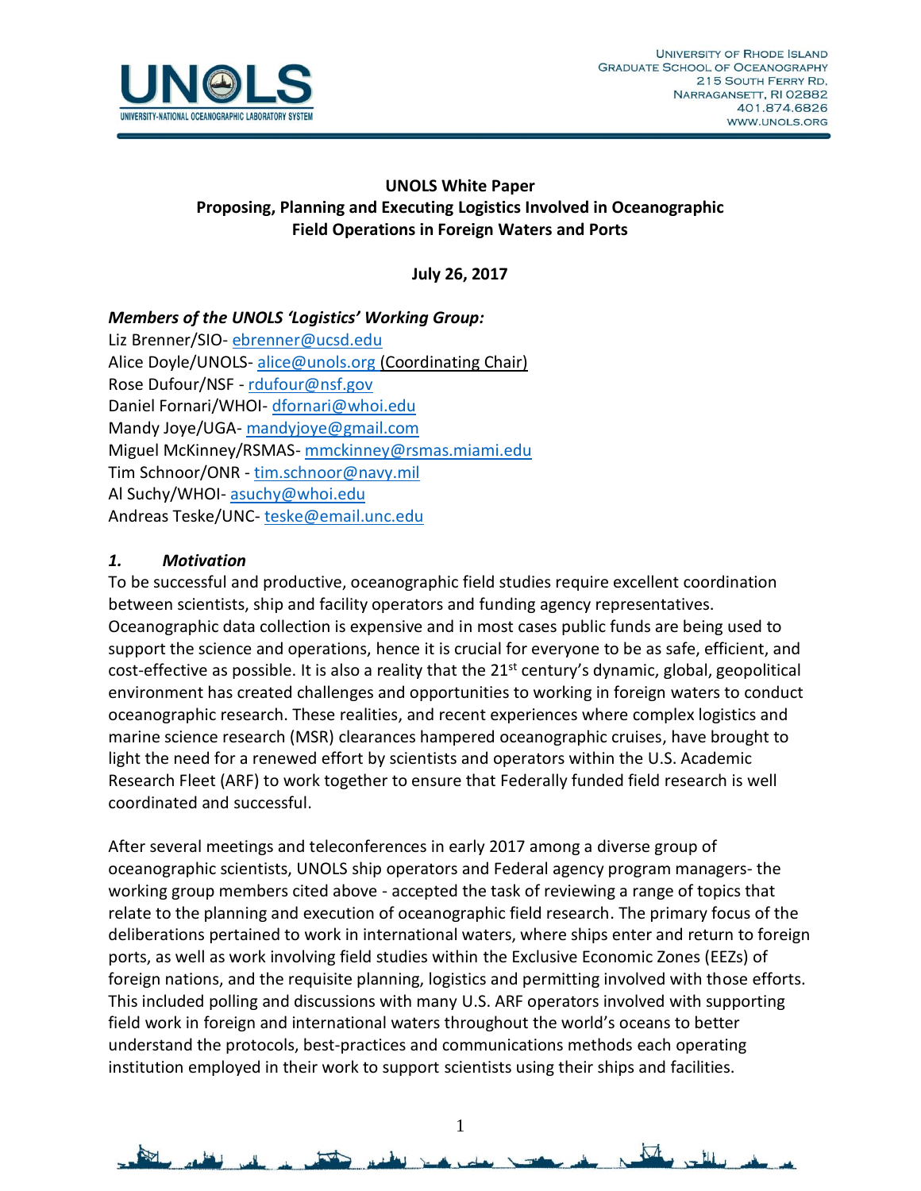UNIVERSITY OF RHODE ISLAND
GRADUATE SCHOOL OF OCEANOGRAPHY
215 SOUTH FERRY RD.
NARRAGANSETT, RI 02882
401.874.6826
WWW.UNOLS.ORG

**UNOLS White Paper**
**Proposing, Planning and Executing Logistics Involved in Oceanographic Field Operations in Foreign Waters and Ports**

**July 26, 2017**

***Members of the UNOLS 'Logistics' Working Group:***

Liz Brenner/SIO- ebrenner@ucsd.edu
Alice Doyle/UNOLS- alice@unols.org (Coordinating Chair)
Rose Dufour/NSF - rdufour@nsf.gov
Daniel Fornari/WHOI- dfornari@whoi.edu
Mandy Joye/UGA- mandyjoye@gmail.com
Miguel McKinney/RSMAS- mmckinney@rsmas.miami.edu
Tim Schnoor/ONR - tim.schnoor@navy.mil
Al Suchy/WHOI- asuchy@whoi.edu
Andreas Teske/UNC- teske@email.unc.edu

## *1. Motivation*

To be successful and productive, oceanographic field studies require excellent coordination between scientists, ship and facility operators and funding agency representatives. Oceanographic data collection is expensive and in most cases public funds are being used to support the science and operations, hence it is crucial for everyone to be as safe, efficient, and cost-effective as possible. It is also a reality that the 21st century's dynamic, global, geopolitical environment has created challenges and opportunities to working in foreign waters to conduct oceanographic research. These realities, and recent experiences where complex logistics and marine science research (MSR) clearances hampered oceanographic cruises, have brought to light the need for a renewed effort by scientists and operators within the U.S. Academic Research Fleet (ARF) to work together to ensure that Federally funded field research is well coordinated and successful.

After several meetings and teleconferences in early 2017 among a diverse group of oceanographic scientists, UNOLS ship operators and Federal agency program managers- the working group members cited above - accepted the task of reviewing a range of topics that relate to the planning and execution of oceanographic field research. The primary focus of the deliberations pertained to work in international waters, where ships enter and return to foreign ports, as well as work involving field studies within the Exclusive Economic Zones (EEZs) of foreign nations, and the requisite planning, logistics and permitting involved with those efforts. This included polling and discussions with many U.S. ARF operators involved with supporting field work in foreign and international waters throughout the world's oceans to better understand the protocols, best-practices and communications methods each operating institution employed in their work to support scientists using their ships and facilities.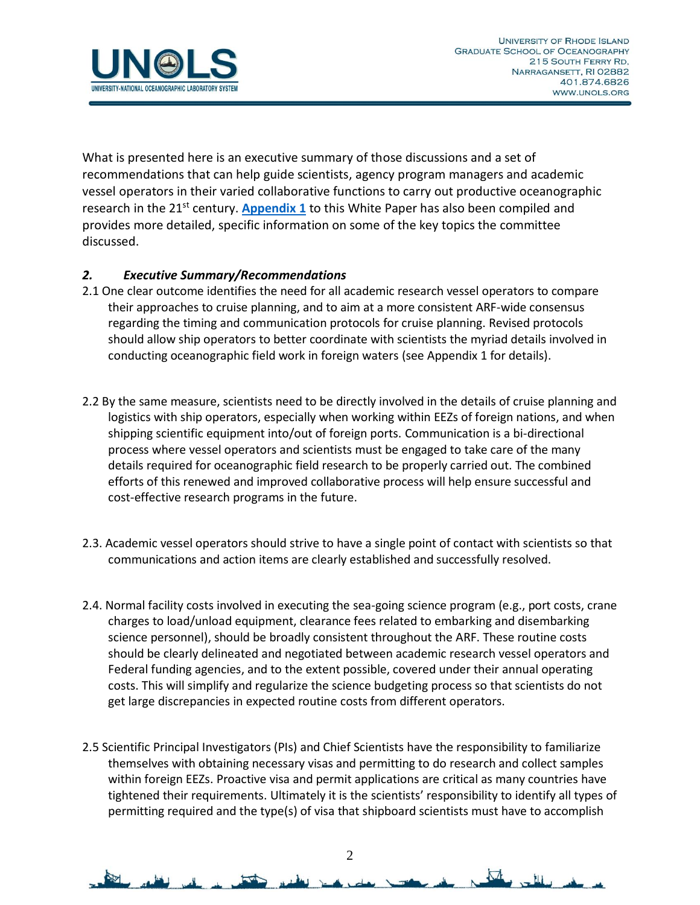What is presented here is an executive summary of those discussions and a set of recommendations that can help guide scientists, agency program managers and academic vessel operators in their varied collaborative functions to carry out productive oceanographic research in the 21st century. **Appendix 1** to this White Paper has also been compiled and provides more detailed, specific information on some of the key topics the committee discussed.

## *2. Executive Summary/Recommendations*

2.1 One clear outcome identifies the need for all academic research vessel operators to compare their approaches to cruise planning, and to aim at a more consistent ARF-wide consensus regarding the timing and communication protocols for cruise planning. Revised protocols should allow ship operators to better coordinate with scientists the myriad details involved in conducting oceanographic field work in foreign waters (see Appendix 1 for details).

2.2 By the same measure, scientists need to be directly involved in the details of cruise planning and logistics with ship operators, especially when working within EEZs of foreign nations, and when shipping scientific equipment into/out of foreign ports. Communication is a bi-directional process where vessel operators and scientists must be engaged to take care of the many details required for oceanographic field research to be properly carried out. The combined efforts of this renewed and improved collaborative process will help ensure successful and cost-effective research programs in the future.

2.3. Academic vessel operators should strive to have a single point of contact with scientists so that communications and action items are clearly established and successfully resolved.

2.4. Normal facility costs involved in executing the sea-going science program (e.g., port costs, crane charges to load/unload equipment, clearance fees related to embarking and disembarking science personnel), should be broadly consistent throughout the ARF. These routine costs should be clearly delineated and negotiated between academic research vessel operators and Federal funding agencies, and to the extent possible, covered under their annual operating costs. This will simplify and regularize the science budgeting process so that scientists do not get large discrepancies in expected routine costs from different operators.

2.5 Scientific Principal Investigators (PIs) and Chief Scientists have the responsibility to familiarize themselves with obtaining necessary visas and permitting to do research and collect samples within foreign EEZs. Proactive visa and permit applications are critical as many countries have tightened their requirements. Ultimately it is the scientists' responsibility to identify all types of permitting required and the type(s) of visa that shipboard scientists must have to accomplish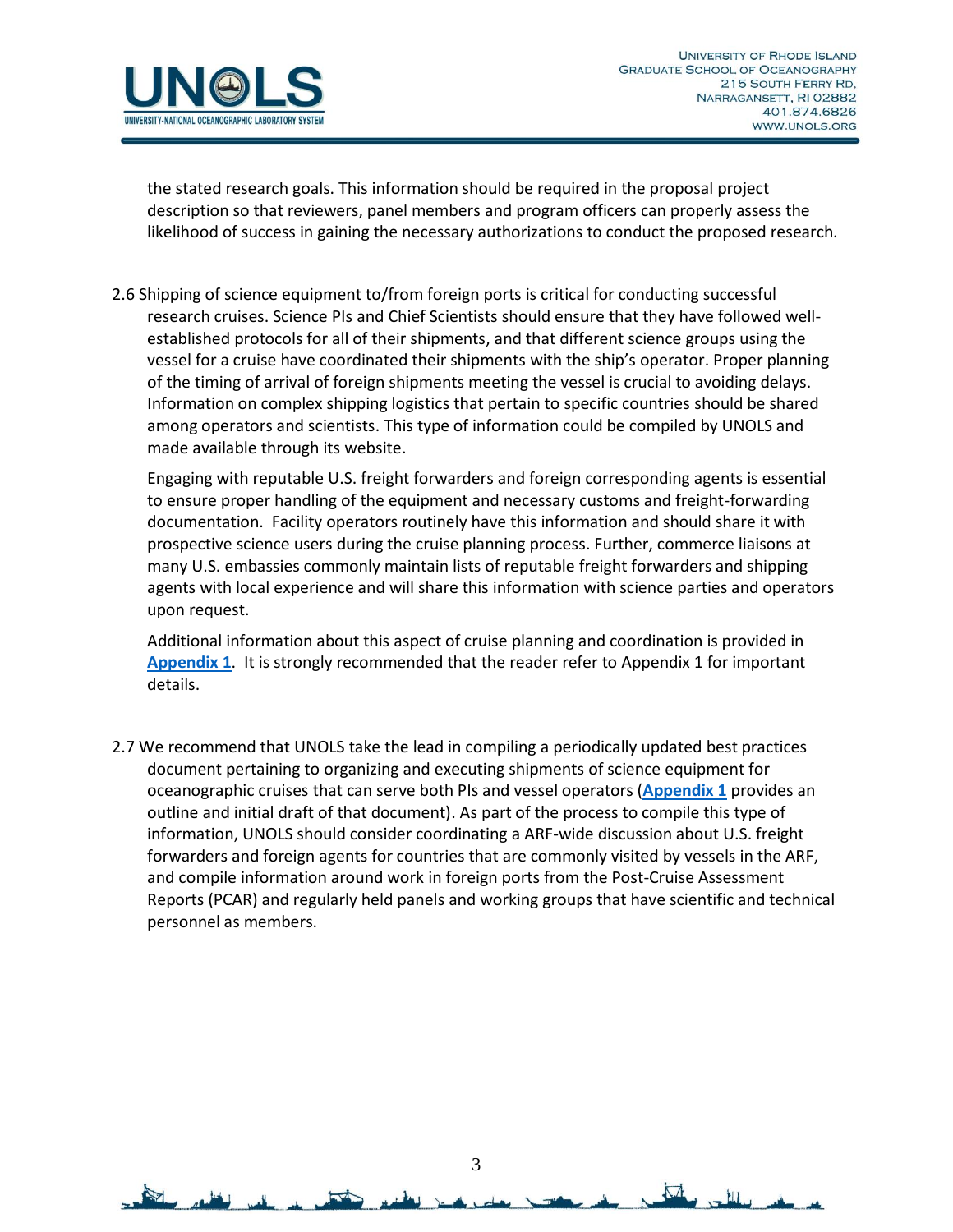the stated research goals. This information should be required in the proposal project description so that reviewers, panel members and program officers can properly assess the likelihood of success in gaining the necessary authorizations to conduct the proposed research.

2.6 Shipping of science equipment to/from foreign ports is critical for conducting successful research cruises. Science PIs and Chief Scientists should ensure that they have followed well-established protocols for all of their shipments, and that different science groups using the vessel for a cruise have coordinated their shipments with the ship's operator. Proper planning of the timing of arrival of foreign shipments meeting the vessel is crucial to avoiding delays. Information on complex shipping logistics that pertain to specific countries should be shared among operators and scientists. This type of information could be compiled by UNOLS and made available through its website.

Engaging with reputable U.S. freight forwarders and foreign corresponding agents is essential to ensure proper handling of the equipment and necessary customs and freight-forwarding documentation. Facility operators routinely have this information and should share it with prospective science users during the cruise planning process. Further, commerce liaisons at many U.S. embassies commonly maintain lists of reputable freight forwarders and shipping agents with local experience and will share this information with science parties and operators upon request.

Additional information about this aspect of cruise planning and coordination is provided in **Appendix 1**. It is strongly recommended that the reader refer to Appendix 1 for important details.

2.7 We recommend that UNOLS take the lead in compiling a periodically updated best practices document pertaining to organizing and executing shipments of science equipment for oceanographic cruises that can serve both PIs and vessel operators (**Appendix 1** provides an outline and initial draft of that document). As part of the process to compile this type of information, UNOLS should consider coordinating a ARF-wide discussion about U.S. freight forwarders and foreign agents for countries that are commonly visited by vessels in the ARF, and compile information around work in foreign ports from the Post-Cruise Assessment Reports (PCAR) and regularly held panels and working groups that have scientific and technical personnel as members.